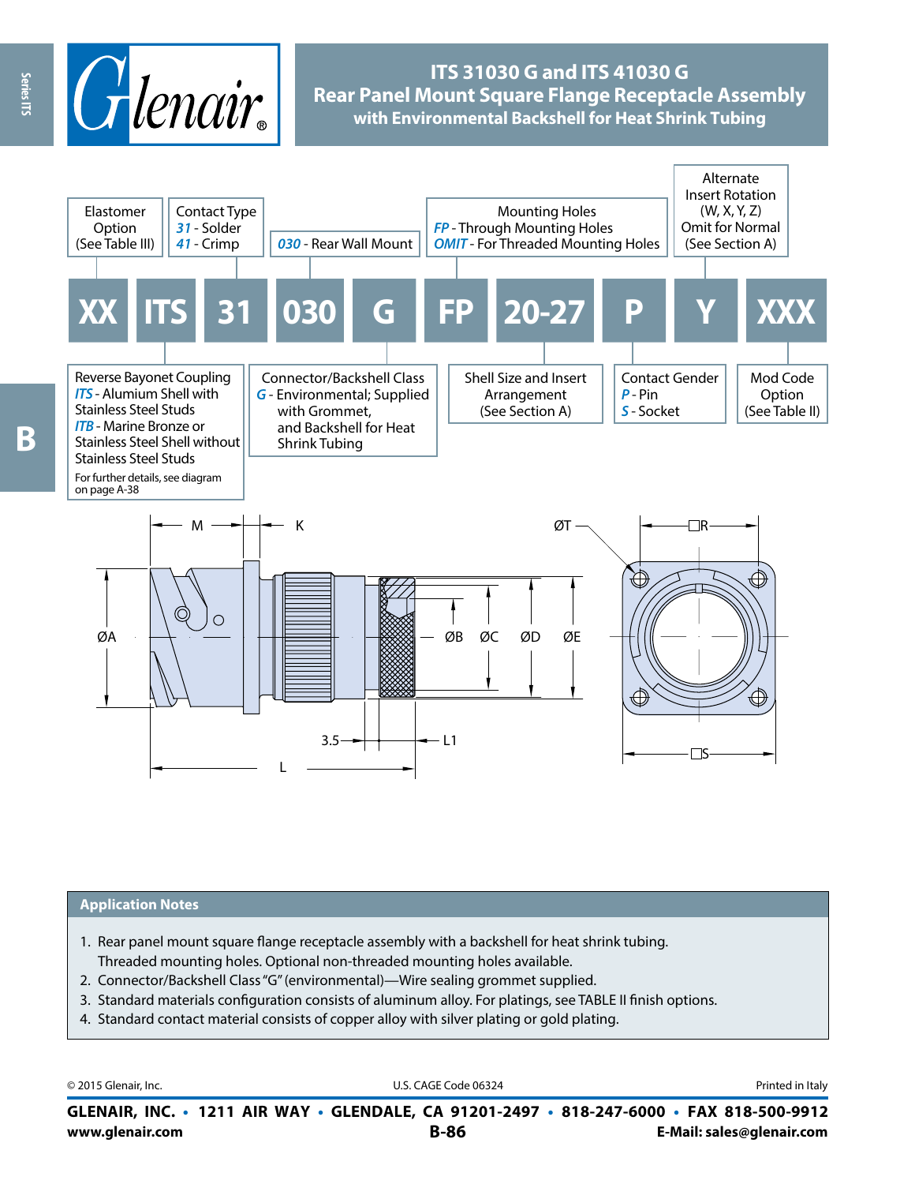# ITS 31030 G and ITS 41030 G
## Rear Panel Mount Square Flange Receptacle Assembly
### with Environmental Backshell for Heat Shrink Tubing

**Part number example:** XX ITS 31 030 G FP 20-27 P Y XXX

| Field | Description |
|---|---|
| XX | Elastomer Option (See Table III) |
| ITS | Reverse Bayonet Coupling<br>*ITS* - Alumium Shell with Stainless Steel Studs<br>*ITB* - Marine Bronze or Stainless Steel Shell without Stainless Steel Studs<br>For further details, see diagram on page A-38 |
| 31 | Contact Type<br>*31* - Solder<br>*41* - Crimp |
| 030 | *030* - Rear Wall Mount |
| G | Connector/Backshell Class<br>*G* - Environmental; Supplied with Grommet, and Backshell for Heat Shrink Tubing |
| FP | Mounting Holes<br>*FP* - Through Mounting Holes<br>*OMIT* - For Threaded Mounting Holes |
| 20-27 | Shell Size and Insert Arrangement (See Section A) |
| P | Contact Gender<br>*P* - Pin<br>*S* - Socket |
| Y | Alternate Insert Rotation (W, X, Y, Z) Omit for Normal (See Section A) |
| XXX | Mod Code Option (See Table II) |

Drawing dimensions: M, K, ØA, ØB, ØC, ØD, ØE, 3.5, L1, L, ØT, □R, □S

## Application Notes

1. Rear panel mount square flange receptacle assembly with a backshell for heat shrink tubing. Threaded mounting holes. Optional non-threaded mounting holes available.
2. Connector/Backshell Class "G" (environmental)—Wire sealing grommet supplied.
3. Standard materials configuration consists of aluminum alloy. For platings, see TABLE II finish options.
4. Standard contact material consists of copper alloy with silver plating or gold plating.

© 2015 Glenair, Inc. U.S. CAGE Code 06324 Printed in Italy

**GLENAIR, INC. • 1211 AIR WAY • GLENDALE, CA 91201-2497 • 818-247-6000 • FAX 818-500-9912**
**www.glenair.com** **E-Mail: sales@glenair.com**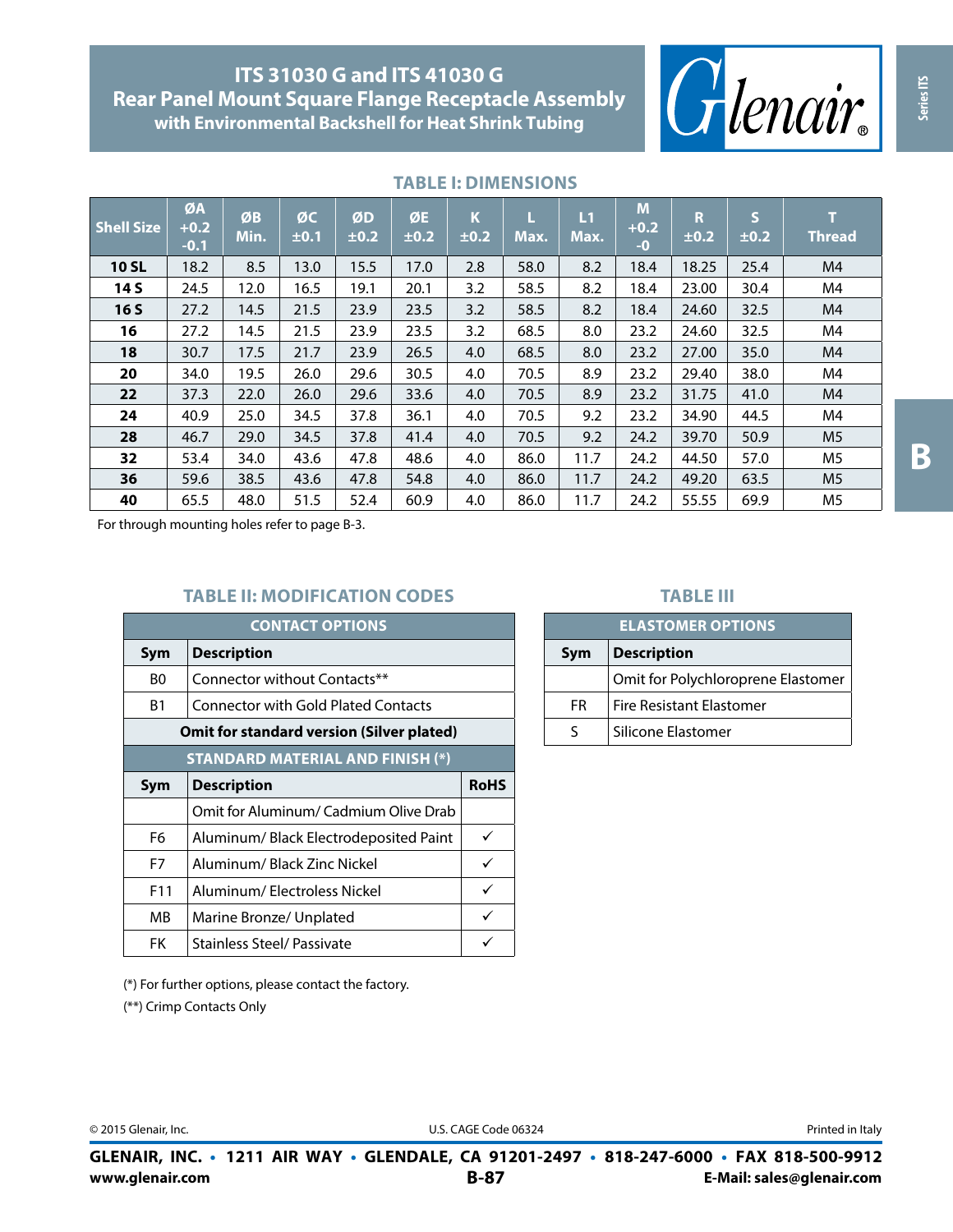# ITS 31030 G and ITS 41030 G
## Rear Panel Mount Square Flange Receptacle Assembly
### with Environmental Backshell for Heat Shrink Tubing

### TABLE I: DIMENSIONS

| Shell Size | ØA +0.2 -0.1 | ØB Min. | ØC ±0.1 | ØD ±0.2 | ØE ±0.2 | K ±0.2 | L Max. | L1 Max. | M +0.2 -0 | R ±0.2 | S ±0.2 | T Thread |
|---|---|---|---|---|---|---|---|---|---|---|---|---|
| **10 SL** | 18.2 | 8.5 | 13.0 | 15.5 | 17.0 | 2.8 | 58.0 | 8.2 | 18.4 | 18.25 | 25.4 | M4 |
| **14 S** | 24.5 | 12.0 | 16.5 | 19.1 | 20.1 | 3.2 | 58.5 | 8.2 | 18.4 | 23.00 | 30.4 | M4 |
| **16 S** | 27.2 | 14.5 | 21.5 | 23.9 | 23.5 | 3.2 | 58.5 | 8.2 | 18.4 | 24.60 | 32.5 | M4 |
| **16** | 27.2 | 14.5 | 21.5 | 23.9 | 23.5 | 3.2 | 68.5 | 8.0 | 23.2 | 24.60 | 32.5 | M4 |
| **18** | 30.7 | 17.5 | 21.7 | 23.9 | 26.5 | 4.0 | 68.5 | 8.0 | 23.2 | 27.00 | 35.0 | M4 |
| **20** | 34.0 | 19.5 | 26.0 | 29.6 | 30.5 | 4.0 | 70.5 | 8.9 | 23.2 | 29.40 | 38.0 | M4 |
| **22** | 37.3 | 22.0 | 26.0 | 29.6 | 33.6 | 4.0 | 70.5 | 8.9 | 23.2 | 31.75 | 41.0 | M4 |
| **24** | 40.9 | 25.0 | 34.5 | 37.8 | 36.1 | 4.0 | 70.5 | 9.2 | 23.2 | 34.90 | 44.5 | M4 |
| **28** | 46.7 | 29.0 | 34.5 | 37.8 | 41.4 | 4.0 | 70.5 | 9.2 | 24.2 | 39.70 | 50.9 | M5 |
| **32** | 53.4 | 34.0 | 43.6 | 47.8 | 48.6 | 4.0 | 86.0 | 11.7 | 24.2 | 44.50 | 57.0 | M5 |
| **36** | 59.6 | 38.5 | 43.6 | 47.8 | 54.8 | 4.0 | 86.0 | 11.7 | 24.2 | 49.20 | 63.5 | M5 |
| **40** | 65.5 | 48.0 | 51.5 | 52.4 | 60.9 | 4.0 | 86.0 | 11.7 | 24.2 | 55.55 | 69.9 | M5 |

For through mounting holes refer to page B-3.

### TABLE II: MODIFICATION CODES

| CONTACT OPTIONS | | |
|---|---|---|
| **Sym** | **Description** | |
| B0 | Connector without Contacts** | |
| B1 | Connector with Gold Plated Contacts | |
| **Omit for standard version (Silver plated)** | | |
| **STANDARD MATERIAL AND FINISH (*)** | | |
| **Sym** | **Description** | **RoHS** |
| | Omit for Aluminum/ Cadmium Olive Drab | |
| F6 | Aluminum/ Black Electrodeposited Paint | ✓ |
| F7 | Aluminum/ Black Zinc Nickel | ✓ |
| F11 | Aluminum/ Electroless Nickel | ✓ |
| MB | Marine Bronze/ Unplated | ✓ |
| FK | Stainless Steel/ Passivate | ✓ |

(*) For further options, please contact the factory.

(**) Crimp Contacts Only

### TABLE III

| ELASTOMER OPTIONS | |
|---|---|
| **Sym** | **Description** |
| | Omit for Polychloroprene Elastomer |
| FR | Fire Resistant Elastomer |
| S | Silicone Elastomer |

© 2015 Glenair, Inc. U.S. CAGE Code 06324 Printed in Italy

**GLENAIR, INC. • 1211 AIR WAY • GLENDALE, CA 91201-2497 • 818-247-6000 • FAX 818-500-9912**

**www.glenair.com** **E-Mail: sales@glenair.com**